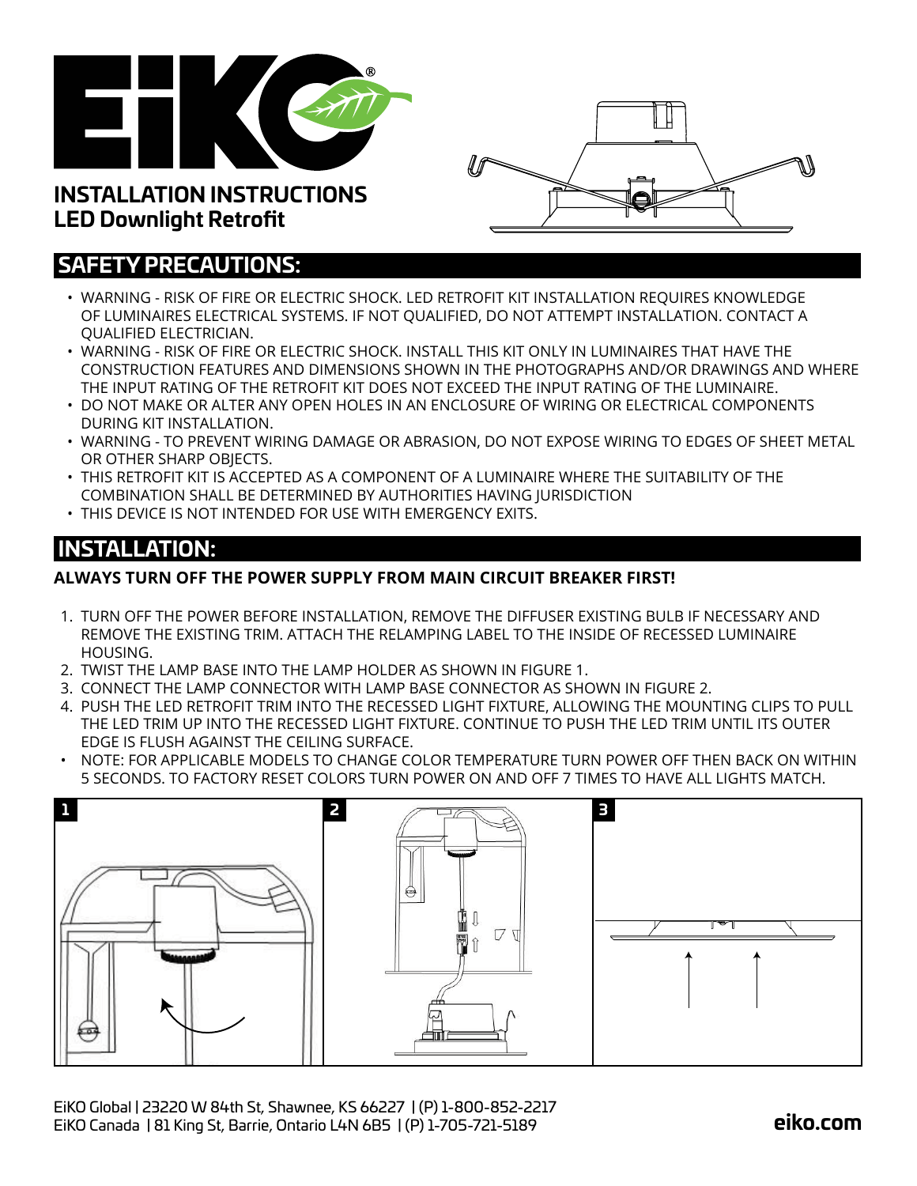# INSTALLATION INSTRUCTIONS
## LED Downlight Retrofit

## SAFETY PRECAUTIONS:

- WARNING - RISK OF FIRE OR ELECTRIC SHOCK. LED RETROFIT KIT INSTALLATION REQUIRES KNOWLEDGE OF LUMINAIRES ELECTRICAL SYSTEMS. IF NOT QUALIFIED, DO NOT ATTEMPT INSTALLATION. CONTACT A QUALIFIED ELECTRICIAN.
- WARNING - RISK OF FIRE OR ELECTRIC SHOCK. INSTALL THIS KIT ONLY IN LUMINAIRES THAT HAVE THE CONSTRUCTION FEATURES AND DIMENSIONS SHOWN IN THE PHOTOGRAPHS AND/OR DRAWINGS AND WHERE THE INPUT RATING OF THE RETROFIT KIT DOES NOT EXCEED THE INPUT RATING OF THE LUMINAIRE.
- DO NOT MAKE OR ALTER ANY OPEN HOLES IN AN ENCLOSURE OF WIRING OR ELECTRICAL COMPONENTS DURING KIT INSTALLATION.
- WARNING - TO PREVENT WIRING DAMAGE OR ABRASION, DO NOT EXPOSE WIRING TO EDGES OF SHEET METAL OR OTHER SHARP OBJECTS.
- THIS RETROFIT KIT IS ACCEPTED AS A COMPONENT OF A LUMINAIRE WHERE THE SUITABILITY OF THE COMBINATION SHALL BE DETERMINED BY AUTHORITIES HAVING JURISDICTION
- THIS DEVICE IS NOT INTENDED FOR USE WITH EMERGENCY EXITS.

## INSTALLATION:

**ALWAYS TURN OFF THE POWER SUPPLY FROM MAIN CIRCUIT BREAKER FIRST!**

1. TURN OFF THE POWER BEFORE INSTALLATION, REMOVE THE DIFFUSER EXISTING BULB IF NECESSARY AND REMOVE THE EXISTING TRIM. ATTACH THE RELAMPING LABEL TO THE INSIDE OF RECESSED LUMINAIRE HOUSING.
2. TWIST THE LAMP BASE INTO THE LAMP HOLDER AS SHOWN IN FIGURE 1.
3. CONNECT THE LAMP CONNECTOR WITH LAMP BASE CONNECTOR AS SHOWN IN FIGURE 2.
4. PUSH THE LED RETROFIT TRIM INTO THE RECESSED LIGHT FIXTURE, ALLOWING THE MOUNTING CLIPS TO PULL THE LED TRIM UP INTO THE RECESSED LIGHT FIXTURE. CONTINUE TO PUSH THE LED TRIM UNTIL ITS OUTER EDGE IS FLUSH AGAINST THE CEILING SURFACE.

- NOTE: FOR APPLICABLE MODELS TO CHANGE COLOR TEMPERATURE TURN POWER OFF THEN BACK ON WITHIN 5 SECONDS. TO FACTORY RESET COLORS TURN POWER ON AND OFF 7 TIMES TO HAVE ALL LIGHTS MATCH.

1 | 2 | 3

EiKO Global | 23220 W 84th St, Shawnee, KS 66227 | (P) 1-800-852-2217
EiKO Canada | 81 King St, Barrie, Ontario L4N 6B5 | (P) 1-705-721-5189

eiko.com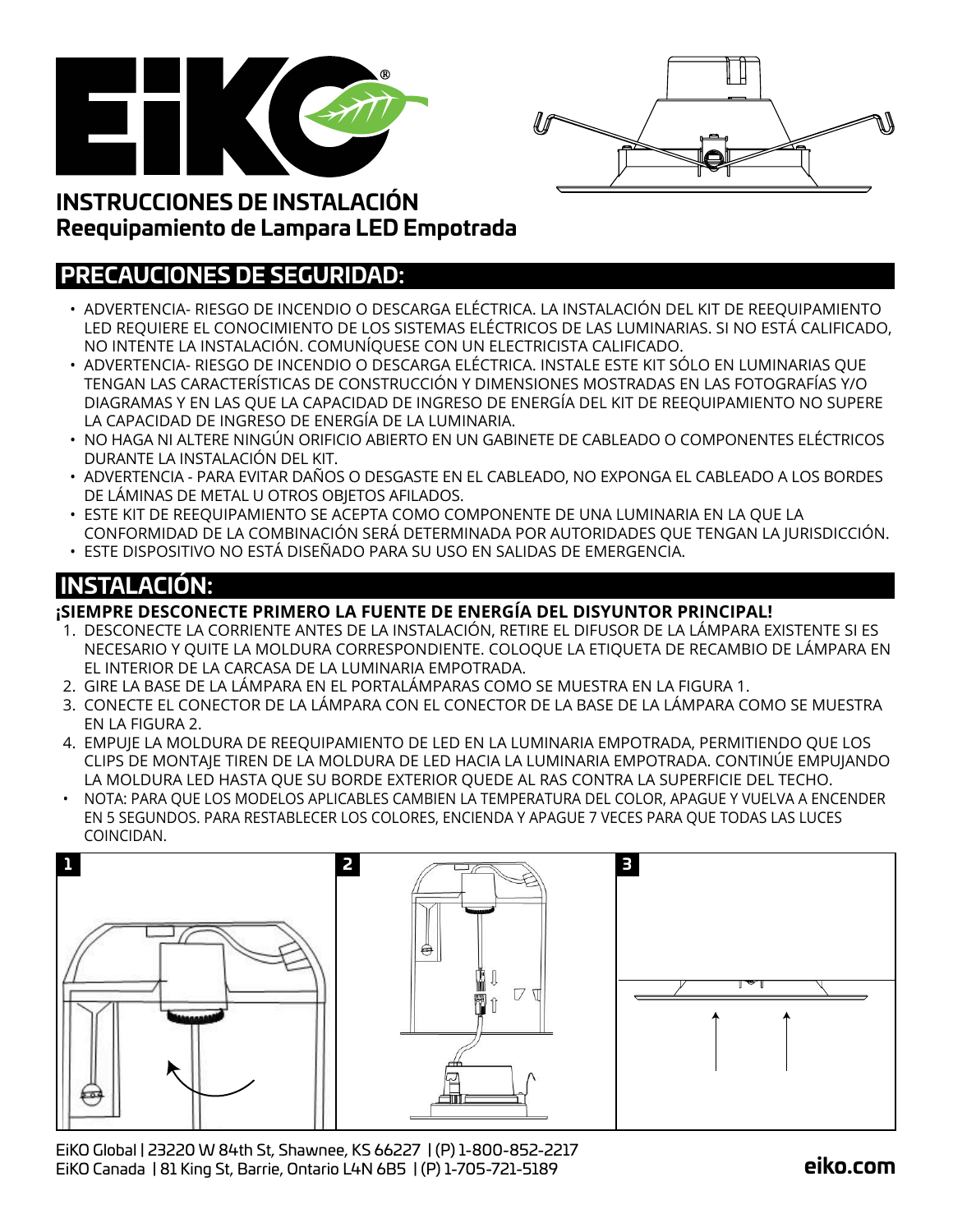# INSTRUCCIONES DE INSTALACIÓN

## Reequipamiento de Lampara LED Empotrada

## PRECAUCIONES DE SEGURIDAD:

- ADVERTENCIA- RIESGO DE INCENDIO O DESCARGA ELÉCTRICA. LA INSTALACIÓN DEL KIT DE REEQUIPAMIENTO LED REQUIERE EL CONOCIMIENTO DE LOS SISTEMAS ELÉCTRICOS DE LAS LUMINARIAS. SI NO ESTÁ CALIFICADO, NO INTENTE LA INSTALACIÓN. COMUNÍQUESE CON UN ELECTRICISTA CALIFICADO.
- ADVERTENCIA- RIESGO DE INCENDIO O DESCARGA ELÉCTRICA. INSTALE ESTE KIT SÓLO EN LUMINARIAS QUE TENGAN LAS CARACTERÍSTICAS DE CONSTRUCCIÓN Y DIMENSIONES MOSTRADAS EN LAS FOTOGRAFÍAS Y/O DIAGRAMAS Y EN LAS QUE LA CAPACIDAD DE INGRESO DE ENERGÍA DEL KIT DE REEQUIPAMIENTO NO SUPERE LA CAPACIDAD DE INGRESO DE ENERGÍA DE LA LUMINARIA.
- NO HAGA NI ALTERE NINGÚN ORIFICIO ABIERTO EN UN GABINETE DE CABLEADO O COMPONENTES ELÉCTRICOS DURANTE LA INSTALACIÓN DEL KIT.
- ADVERTENCIA - PARA EVITAR DAÑOS O DESGASTE EN EL CABLEADO, NO EXPONGA EL CABLEADO A LOS BORDES DE LÁMINAS DE METAL U OTROS OBJETOS AFILADOS.
- ESTE KIT DE REEQUIPAMIENTO SE ACEPTA COMO COMPONENTE DE UNA LUMINARIA EN LA QUE LA CONFORMIDAD DE LA COMBINACIÓN SERÁ DETERMINADA POR AUTORIDADES QUE TENGAN LA JURISDICCIÓN.
- ESTE DISPOSITIVO NO ESTÁ DISEÑADO PARA SU USO EN SALIDAS DE EMERGENCIA.

## INSTALACIÓN:

**¡SIEMPRE DESCONECTE PRIMERO LA FUENTE DE ENERGÍA DEL DISYUNTOR PRINCIPAL!**

1. DESCONECTE LA CORRIENTE ANTES DE LA INSTALACIÓN, RETIRE EL DIFUSOR DE LA LÁMPARA EXISTENTE SI ES NECESARIO Y QUITE LA MOLDURA CORRESPONDIENTE. COLOQUE LA ETIQUETA DE RECAMBIO DE LÁMPARA EN EL INTERIOR DE LA CARCASA DE LA LUMINARIA EMPOTRADA.
2. GIRE LA BASE DE LA LÁMPARA EN EL PORTALÁMPARAS COMO SE MUESTRA EN LA FIGURA 1.
3. CONECTE EL CONECTOR DE LA LÁMPARA CON EL CONECTOR DE LA BASE DE LA LÁMPARA COMO SE MUESTRA EN LA FIGURA 2.
4. EMPUJE LA MOLDURA DE REEQUIPAMIENTO DE LED EN LA LUMINARIA EMPOTRADA, PERMITIENDO QUE LOS CLIPS DE MONTAJE TIREN DE LA MOLDURA DE LED HACIA LA LUMINARIA EMPOTRADA. CONTINÚE EMPUJANDO LA MOLDURA LED HASTA QUE SU BORDE EXTERIOR QUEDE AL RAS CONTRA LA SUPERFICIE DEL TECHO.

- NOTA: PARA QUE LOS MODELOS APLICABLES CAMBIEN LA TEMPERATURA DEL COLOR, APAGUE Y VUELVA A ENCENDER EN 5 SEGUNDOS. PARA RESTABLECER LOS COLORES, ENCIENDA Y APAGUE 7 VECES PARA QUE TODAS LAS LUCES COINCIDAN.

1

2

3

EiKO Global | 23220 W 84th St, Shawnee, KS 66227 | (P) 1-800-852-2217
EiKO Canada | 81 King St, Barrie, Ontario L4N 6B5 | (P) 1-705-721-5189

**eiko.com**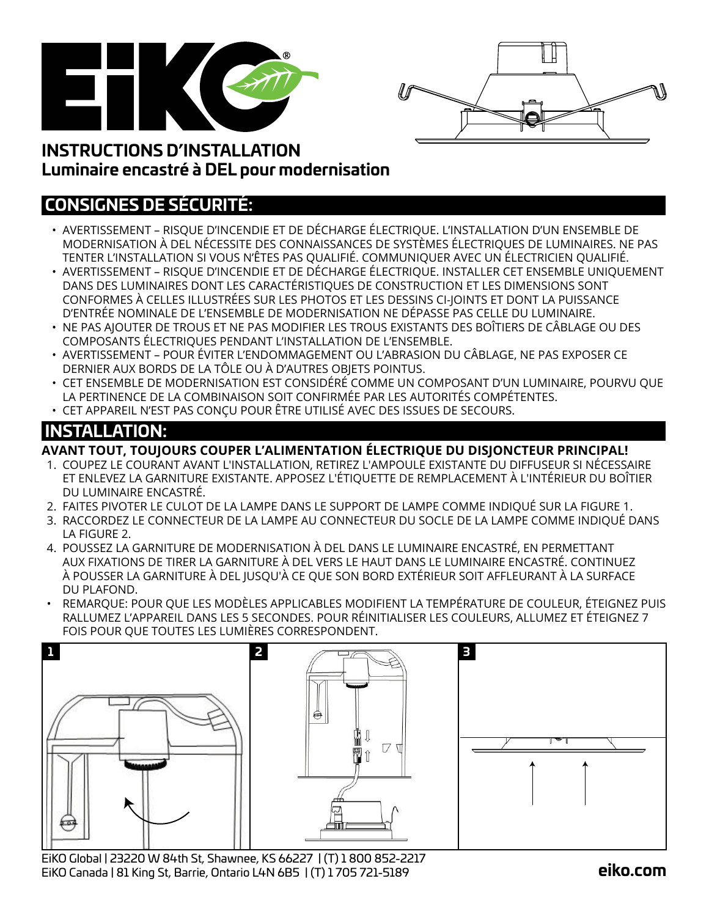# INSTRUCTIONS D'INSTALLATION

## Luminaire encastré à DEL pour modernisation

## CONSIGNES DE SÉCURITÉ:

- AVERTISSEMENT – RISQUE D'INCENDIE ET DE DÉCHARGE ÉLECTRIQUE. L'INSTALLATION D'UN ENSEMBLE DE MODERNISATION À DEL NÉCESSITE DES CONNAISSANCES DE SYSTÈMES ÉLECTRIQUES DE LUMINAIRES. NE PAS TENTER L'INSTALLATION SI VOUS N'ÊTES PAS QUALIFIÉ. COMMUNIQUER AVEC UN ÉLECTRICIEN QUALIFIÉ.
- AVERTISSEMENT – RISQUE D'INCENDIE ET DE DÉCHARGE ÉLECTRIQUE. INSTALLER CET ENSEMBLE UNIQUEMENT DANS DES LUMINAIRES DONT LES CARACTÉRISTIQUES DE CONSTRUCTION ET LES DIMENSIONS SONT CONFORMES À CELLES ILLUSTRÉES SUR LES PHOTOS ET LES DESSINS CI-JOINTS ET DONT LA PUISSANCE D'ENTRÉE NOMINALE DE L'ENSEMBLE DE MODERNISATION NE DÉPASSE PAS CELLE DU LUMINAIRE.
- NE PAS AJOUTER DE TROUS ET NE PAS MODIFIER LES TROUS EXISTANTS DES BOÎTIERS DE CÂBLAGE OU DES COMPOSANTS ÉLECTRIQUES PENDANT L'INSTALLATION DE L'ENSEMBLE.
- AVERTISSEMENT – POUR ÉVITER L'ENDOMMAGEMENT OU L'ABRASION DU CÂBLAGE, NE PAS EXPOSER CE DERNIER AUX BORDS DE LA TÔLE OU À D'AUTRES OBJETS POINTUS.
- CET ENSEMBLE DE MODERNISATION EST CONSIDÉRÉ COMME UN COMPOSANT D'UN LUMINAIRE, POURVU QUE LA PERTINENCE DE LA COMBINAISON SOIT CONFIRMÉE PAR LES AUTORITÉS COMPÉTENTES.
- CET APPAREIL N'EST PAS CONÇU POUR ÊTRE UTILISÉ AVEC DES ISSUES DE SECOURS.

## INSTALLATION:

**AVANT TOUT, TOUJOURS COUPER L'ALIMENTATION ÉLECTRIQUE DU DISJONCTEUR PRINCIPAL!**

1. COUPEZ LE COURANT AVANT L'INSTALLATION, RETIREZ L'AMPOULE EXISTANTE DU DIFFUSEUR SI NÉCESSAIRE ET ENLEVEZ LA GARNITURE EXISTANTE. APPOSEZ L'ÉTIQUETTE DE REMPLACEMENT À L'INTÉRIEUR DU BOÎTIER DU LUMINAIRE ENCASTRÉ.
2. FAITES PIVOTER LE CULOT DE LA LAMPE DANS LE SUPPORT DE LAMPE COMME INDIQUÉ SUR LA FIGURE 1.
3. RACCORDEZ LE CONNECTEUR DE LA LAMPE AU CONNECTEUR DU SOCLE DE LA LAMPE COMME INDIQUÉ DANS LA FIGURE 2.
4. POUSSEZ LA GARNITURE DE MODERNISATION À DEL DANS LE LUMINAIRE ENCASTRÉ, EN PERMETTANT AUX FIXATIONS DE TIRER LA GARNITURE À DEL VERS LE HAUT DANS LE LUMINAIRE ENCASTRÉ. CONTINUEZ À POUSSER LA GARNITURE À DEL JUSQU'À CE QUE SON BORD EXTÉRIEUR SOIT AFFLEURANT À LA SURFACE DU PLAFOND.

- REMARQUE: POUR QUE LES MODÈLES APPLICABLES MODIFIENT LA TEMPÉRATURE DE COULEUR, ÉTEIGNEZ PUIS RALLUMEZ L'APPAREIL DANS LES 5 SECONDES. POUR RÉINITIALISER LES COULEURS, ALLUMEZ ET ÉTEIGNEZ 7 FOIS POUR QUE TOUTES LES LUMIÈRES CORRESPONDENT.

1

2

3

EiKO Global | 23220 W 84th St, Shawnee, KS 66227 | (T) 1 800 852-2217
EiKO Canada | 81 King St, Barrie, Ontario L4N 6B5 | (T) 1 705 721-5189

eiko.com